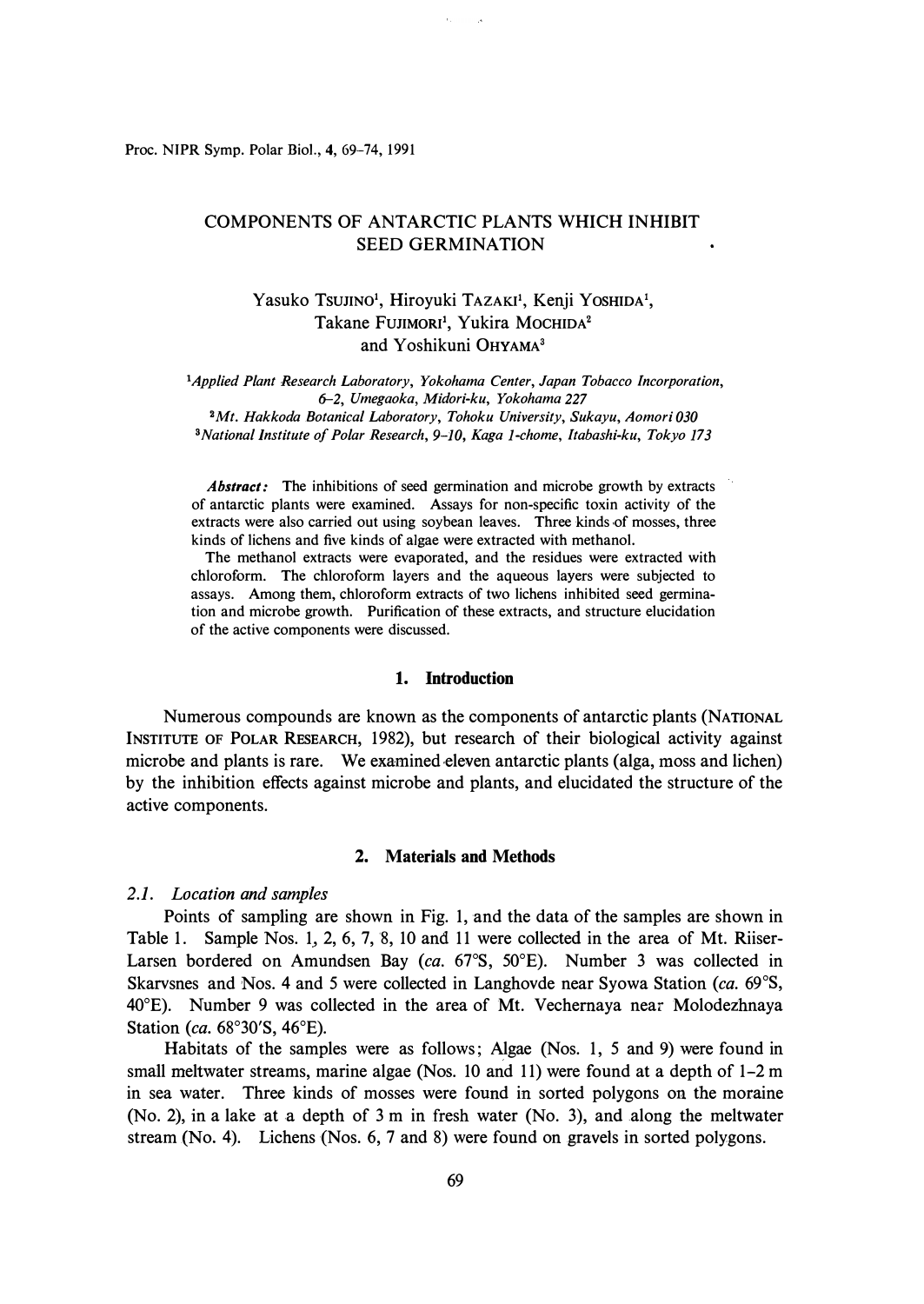# COMPONENTS OF ANTARCTIC PLANTS WHICH INHIBIT SEED GERMINATION

Yasuko TSUJINO[1], Hiroyuki TAZAKI[1], Kenji YOSHIDA[1], Takane FUJIMORI[1], Yukira MOCHIDA[2] and Yoshikuni OHYAMA[3]

[1]*Applied Plant Research Laboratory, Yokohama Center, Japan Tobacco Incorporation, 6–2, Umegaoka, Midori-ku, Yokohama 227*

[2]*Mt. Hakkoda Botanical Laboratory, Tohoku University, Sukayu, Aomori 030*

[3]*National Institute of Polar Research, 9–10, Kaga 1-chome, Itabashi-ku, Tokyo 173*

***Abstract:*** The inhibitions of seed germination and microbe growth by extracts of antarctic plants were examined. Assays for non-specific toxin activity of the extracts were also carried out using soybean leaves. Three kinds of mosses, three kinds of lichens and five kinds of algae were extracted with methanol.

The methanol extracts were evaporated, and the residues were extracted with chloroform. The chloroform layers and the aqueous layers were subjected to assays. Among them, chloroform extracts of two lichens inhibited seed germination and microbe growth. Purification of these extracts, and structure elucidation of the active components were discussed.

## 1. Introduction

Numerous compounds are known as the components of antarctic plants (NATIONAL INSTITUTE OF POLAR RESEARCH, 1982), but research of their biological activity against microbe and plants is rare. We examined eleven antarctic plants (alga, moss and lichen) by the inhibition effects against microbe and plants, and elucidated the structure of the active components.

## 2. Materials and Methods

### 2.1. Location and samples

Points of sampling are shown in Fig. 1, and the data of the samples are shown in Table 1. Sample Nos. 1, 2, 6, 7, 8, 10 and 11 were collected in the area of Mt. Riiser-Larsen bordered on Amundsen Bay (*ca.* 67°S, 50°E). Number 3 was collected in Skarvsnes and Nos. 4 and 5 were collected in Langhovde near Syowa Station (*ca.* 69°S, 40°E). Number 9 was collected in the area of Mt. Vechernaya near Molodezhnaya Station (*ca.* 68°30′S, 46°E).

Habitats of the samples were as follows; Algae (Nos. 1, 5 and 9) were found in small meltwater streams, marine algae (Nos. 10 and 11) were found at a depth of 1–2 m in sea water. Three kinds of mosses were found in sorted polygons on the moraine (No. 2), in a lake at a depth of 3 m in fresh water (No. 3), and along the meltwater stream (No. 4). Lichens (Nos. 6, 7 and 8) were found on gravels in sorted polygons.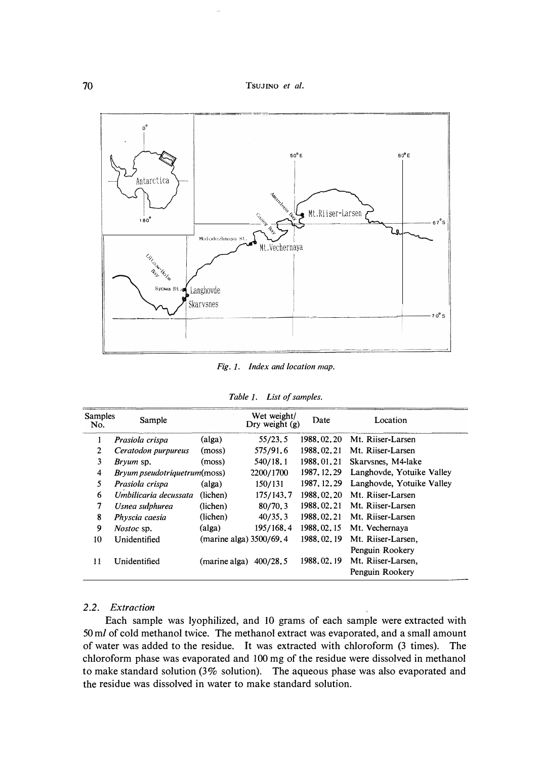*Fig. 1. Index and location map.*

*Table 1. List of samples.*

| Samples No. | Sample | | Wet weight/ Dry weight (g) | Date | Location |
|---|---|---|---|---|---|
| 1 | *Prasiola crispa* | (alga) | 55/23.5 | 1988.02.20 | Mt. Riiser-Larsen |
| 2 | *Ceratodon purpureus* | (moss) | 575/91.6 | 1988.02.21 | Mt. Riiser-Larsen |
| 3 | *Bryum* sp. | (moss) | 540/18.1 | 1988.01.21 | Skarvsnes, M4-lake |
| 4 | *Bryum pseudotriquetrum* | (moss) | 2200/1700 | 1987.12.29 | Langhovde, Yotuike Valley |
| 5 | *Prasiola crispa* | (alga) | 150/131 | 1987.12.29 | Langhovde, Yotuike Valley |
| 6 | *Umbilicaria decussata* | (lichen) | 175/143.7 | 1988.02.20 | Mt. Riiser-Larsen |
| 7 | *Usnea sulphurea* | (lichen) | 80/70.3 | 1988.02.21 | Mt. Riiser-Larsen |
| 8 | *Physcia caesia* | (lichen) | 40/35.3 | 1988.02.21 | Mt. Riiser-Larsen |
| 9 | *Nostoc* sp. | (alga) | 195/168.4 | 1988.02.15 | Mt. Vechernaya |
| 10 | Unidentified | (marine alga) | 3500/69.4 | 1988.02.19 | Mt. Riiser-Larsen, Penguin Rookery |
| 11 | Unidentified | (marine alga) | 400/28.5 | 1988.02.19 | Mt. Riiser-Larsen, Penguin Rookery |

### 2.2. *Extraction*

Each sample was lyophilized, and 10 grams of each sample were extracted with 50 m*l* of cold methanol twice. The methanol extract was evaporated, and a small amount of water was added to the residue. It was extracted with chloroform (3 times). The chloroform phase was evaporated and 100 mg of the residue were dissolved in methanol to make standard solution (3% solution). The aqueous phase was also evaporated and the residue was dissolved in water to make standard solution.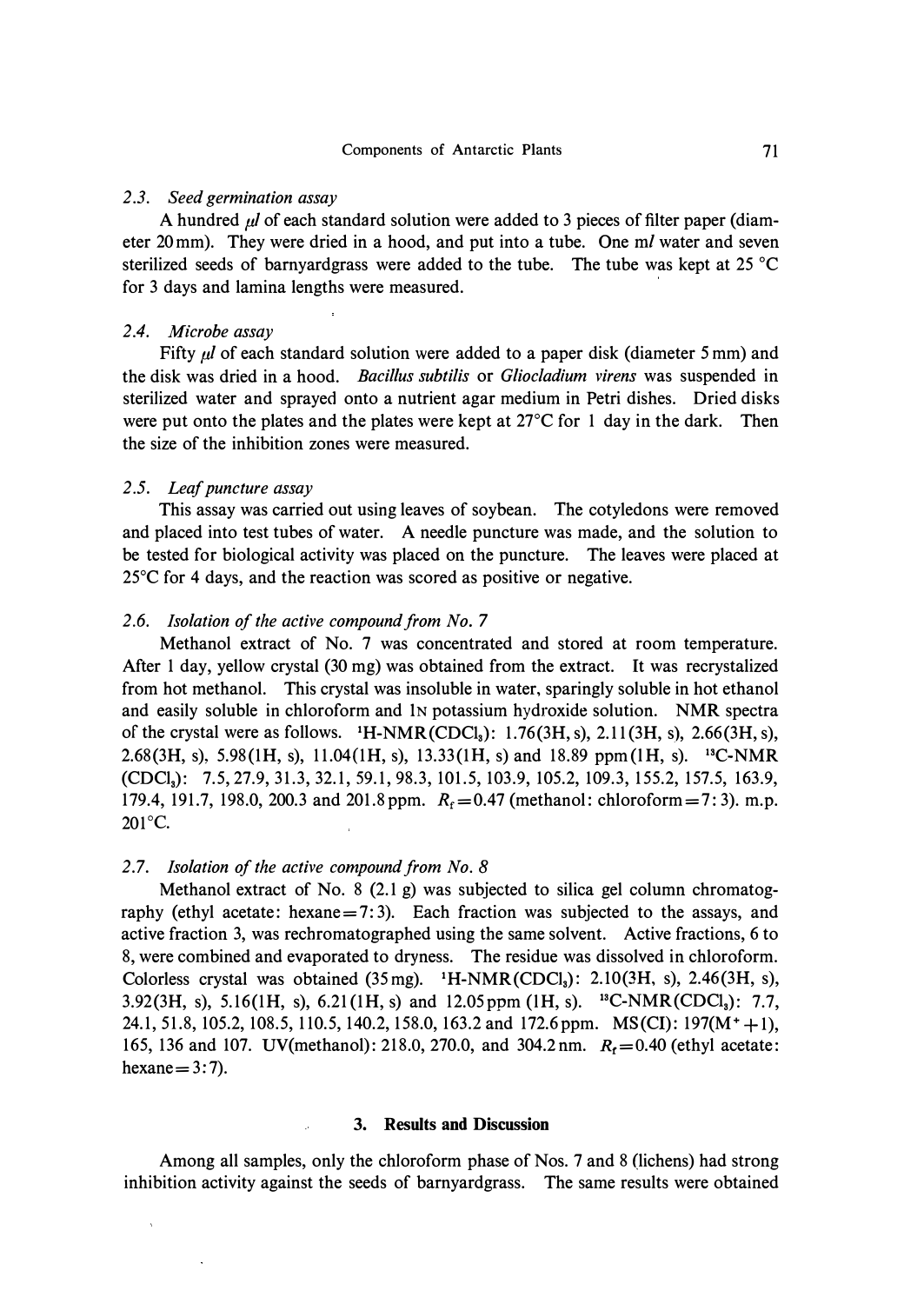### 2.3. *Seed germination assay*

A hundred $\mu l$ of each standard solution were added to 3 pieces of filter paper (diameter 20 mm). They were dried in a hood, and put into a tube. One m*l* water and seven sterilized seeds of barnyardgrass were added to the tube. The tube was kept at 25 °C for 3 days and lamina lengths were measured.

### 2.4. *Microbe assay*

Fifty $\mu l$ of each standard solution were added to a paper disk (diameter 5 mm) and the disk was dried in a hood. *Bacillus subtilis* or *Gliocladium virens* was suspended in sterilized water and sprayed onto a nutrient agar medium in Petri dishes. Dried disks were put onto the plates and the plates were kept at 27°C for 1 day in the dark. Then the size of the inhibition zones were measured.

### 2.5. *Leaf puncture assay*

This assay was carried out using leaves of soybean. The cotyledons were removed and placed into test tubes of water. A needle puncture was made, and the solution to be tested for biological activity was placed on the puncture. The leaves were placed at 25°C for 4 days, and the reaction was scored as positive or negative.

### 2.6. *Isolation of the active compound from No. 7*

Methanol extract of No. 7 was concentrated and stored at room temperature. After 1 day, yellow crystal (30 mg) was obtained from the extract. It was recrystalized from hot methanol. This crystal was insoluble in water, sparingly soluble in hot ethanol and easily soluble in chloroform and 1N potassium hydroxide solution. NMR spectra of the crystal were as follows. $^{1}$H-NMR($CDCl_3$): 1.76(3H, s), 2.11(3H, s), 2.66(3H, s), 2.68(3H, s), 5.98(1H, s), 11.04(1H, s), 13.33(1H, s) and 18.89 ppm(1H, s). $^{13}$C-NMR ($CDCl_3$): 7.5, 27.9, 31.3, 32.1, 59.1, 98.3, 101.5, 103.9, 105.2, 109.3, 155.2, 157.5, 163.9, 179.4, 191.7, 198.0, 200.3 and 201.8 ppm. $R_f$ = 0.47 (methanol: chloroform = 7:3). m.p. 201°C.

### 2.7. *Isolation of the active compound from No. 8*

Methanol extract of No. 8 (2.1 g) was subjected to silica gel column chromatography (ethyl acetate: hexane = 7:3). Each fraction was subjected to the assays, and active fraction 3, was rechromatographed using the same solvent. Active fractions, 6 to 8, were combined and evaporated to dryness. The residue was dissolved in chloroform. Colorless crystal was obtained (35 mg). $^{1}$H-NMR($CDCl_3$): 2.10(3H, s), 2.46(3H, s), 3.92(3H, s), 5.16(1H, s), 6.21(1H, s) and 12.05 ppm (1H, s). $^{13}$C-NMR($CDCl_3$): 7.7, 24.1, 51.8, 105.2, 108.5, 110.5, 140.2, 158.0, 163.2 and 172.6 ppm. MS(CI): 197($M^{+}$+1), 165, 136 and 107. UV(methanol): 218.0, 270.0, and 304.2 nm. $R_f$ = 0.40 (ethyl acetate: hexane = 3:7).

## 3. Results and Discussion

Among all samples, only the chloroform phase of Nos. 7 and 8 (lichens) had strong inhibition activity against the seeds of barnyardgrass. The same results were obtained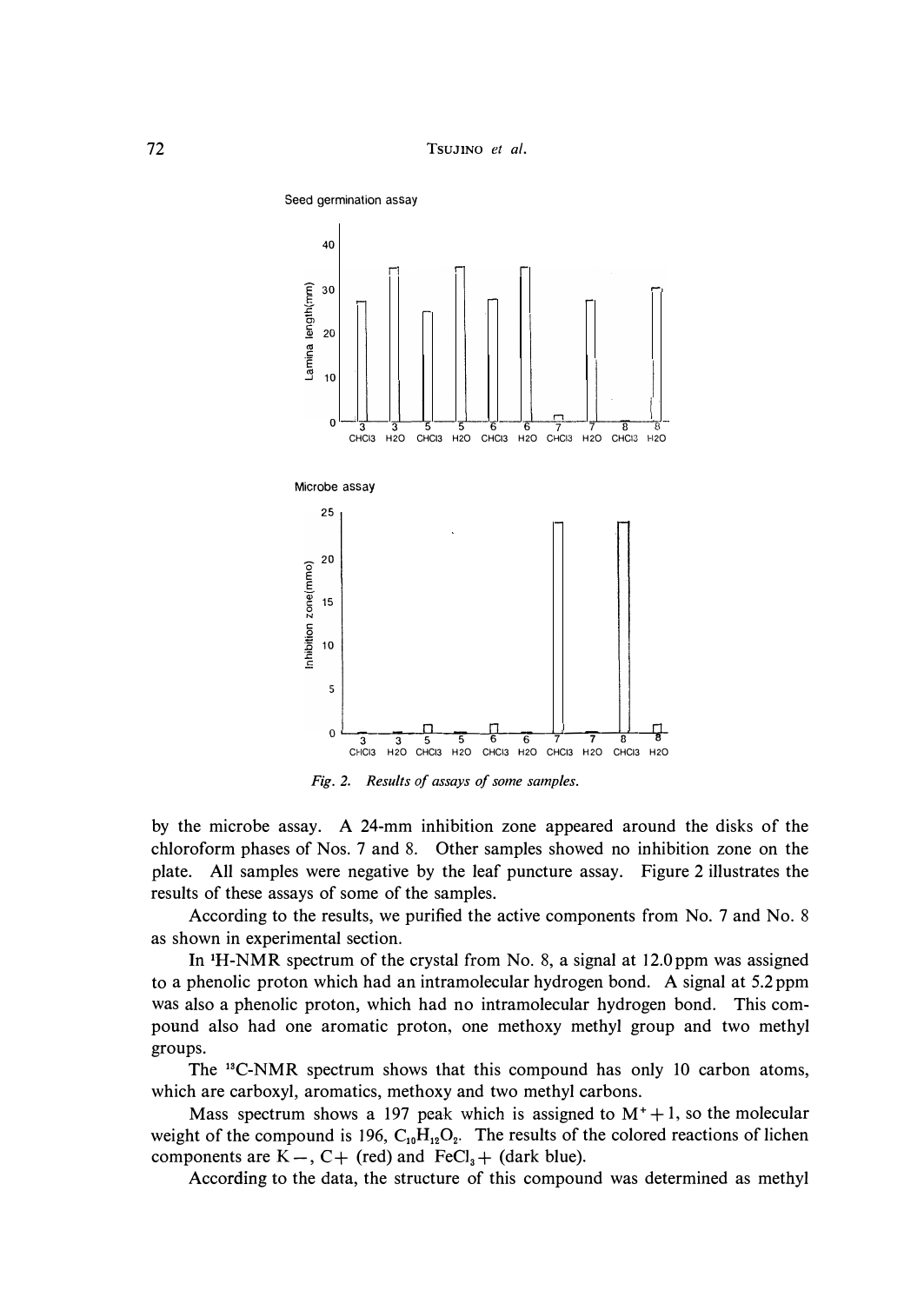Seed germination assay

Microbe assay

*Fig. 2. Results of assays of some samples.*

by the microbe assay. A 24-mm inhibition zone appeared around the disks of the chloroform phases of Nos. 7 and 8. Other samples showed no inhibition zone on the plate. All samples were negative by the leaf puncture assay. Figure 2 illustrates the results of these assays of some of the samples.

According to the results, we purified the active components from No. 7 and No. 8 as shown in experimental section.

In $^1$H-NMR spectrum of the crystal from No. 8, a signal at 12.0 ppm was assigned to a phenolic proton which had an intramolecular hydrogen bond. A signal at 5.2 ppm was also a phenolic proton, which had no intramolecular hydrogen bond. This compound also had one aromatic proton, one methoxy methyl group and two methyl groups.

The $^{13}$C-NMR spectrum shows that this compound has only 10 carbon atoms, which are carboxyl, aromatics, methoxy and two methyl carbons.

Mass spectrum shows a 197 peak which is assigned to $M^+ + 1$, so the molecular weight of the compound is 196, $C_{10}H_{12}O_2$. The results of the colored reactions of lichen components are K$-$, C$+$ (red) and $FeCl_3$$+$ (dark blue).

According to the data, the structure of this compound was determined as methyl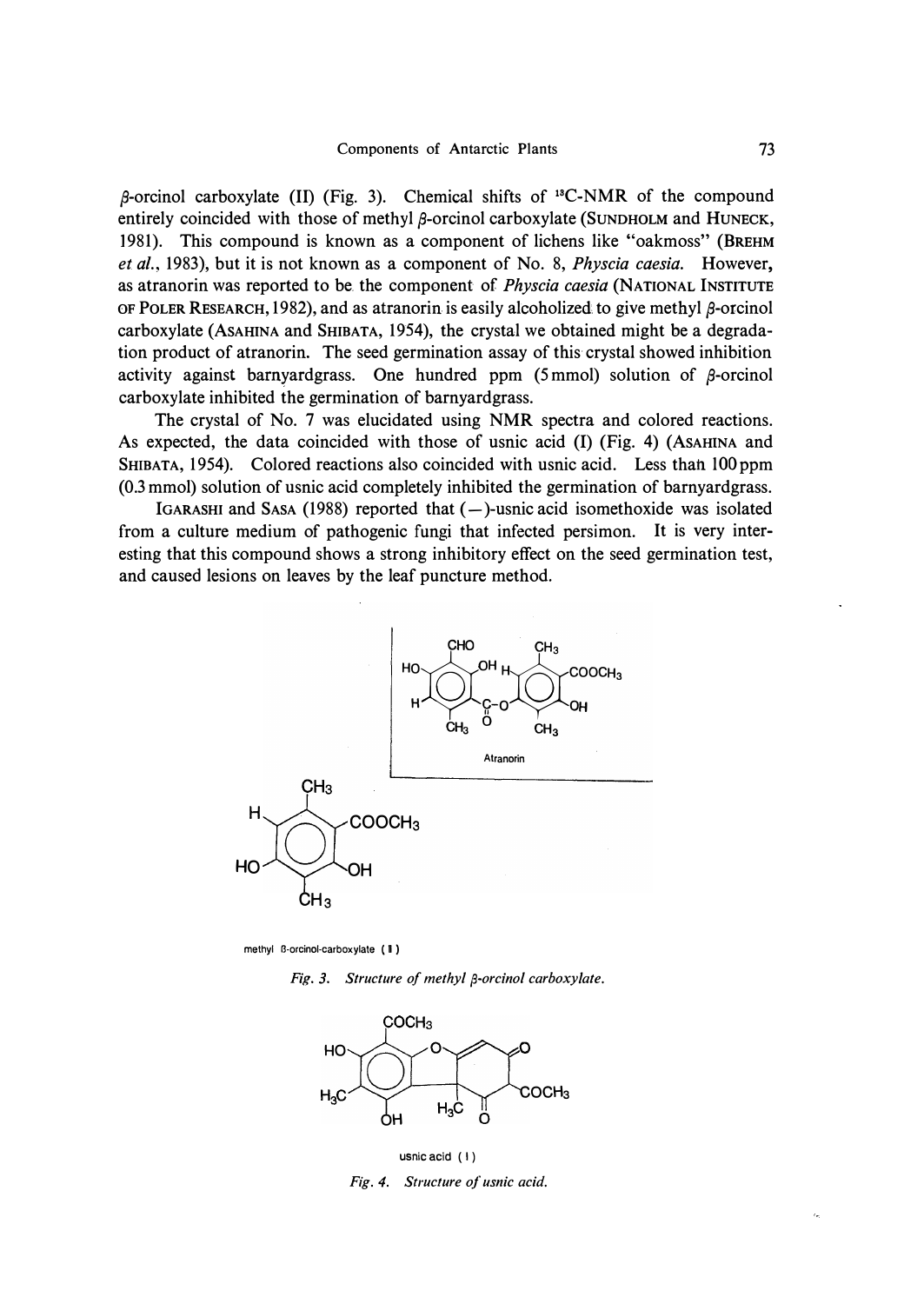β-orcinol carboxylate (II) (Fig. 3). Chemical shifts of $^{13}$C-NMR of the compound entirely coincided with those of methyl β-orcinol carboxylate (SUNDHOLM and HUNECK, 1981). This compound is known as a component of lichens like "oakmoss" (BREHM *et al.*, 1983), but it is not known as a component of No. 8, *Physcia caesia*. However, as atranorin was reported to be the component of *Physcia caesia* (NATIONAL INSTITUTE OF POLER RESEARCH, 1982), and as atranorin is easily alcoholized to give methyl β-orcinol carboxylate (ASAHINA and SHIBATA, 1954), the crystal we obtained might be a degradation product of atranorin. The seed germination assay of this crystal showed inhibition activity against barnyardgrass. One hundred ppm (5 mmol) solution of β-orcinol carboxylate inhibited the germination of barnyardgrass.

The crystal of No. 7 was elucidated using NMR spectra and colored reactions. As expected, the data coincided with those of usnic acid (I) (Fig. 4) (ASAHINA and SHIBATA, 1954). Colored reactions also coincided with usnic acid. Less than 100 ppm (0.3 mmol) solution of usnic acid completely inhibited the germination of barnyardgrass.

IGARASHI and SASA (1988) reported that (−)-usnic acid isomethoxide was isolated from a culture medium of pathogenic fungi that infected persimon. It is very interesting that this compound shows a strong inhibitory effect on the seed germination test, and caused lesions on leaves by the leaf puncture method.

Atranorin

methyl β-orcinol-carboxylate (II)

*Fig. 3. Structure of methyl β-orcinol carboxylate.*

usnic acid (I)

*Fig. 4. Structure of usnic acid.*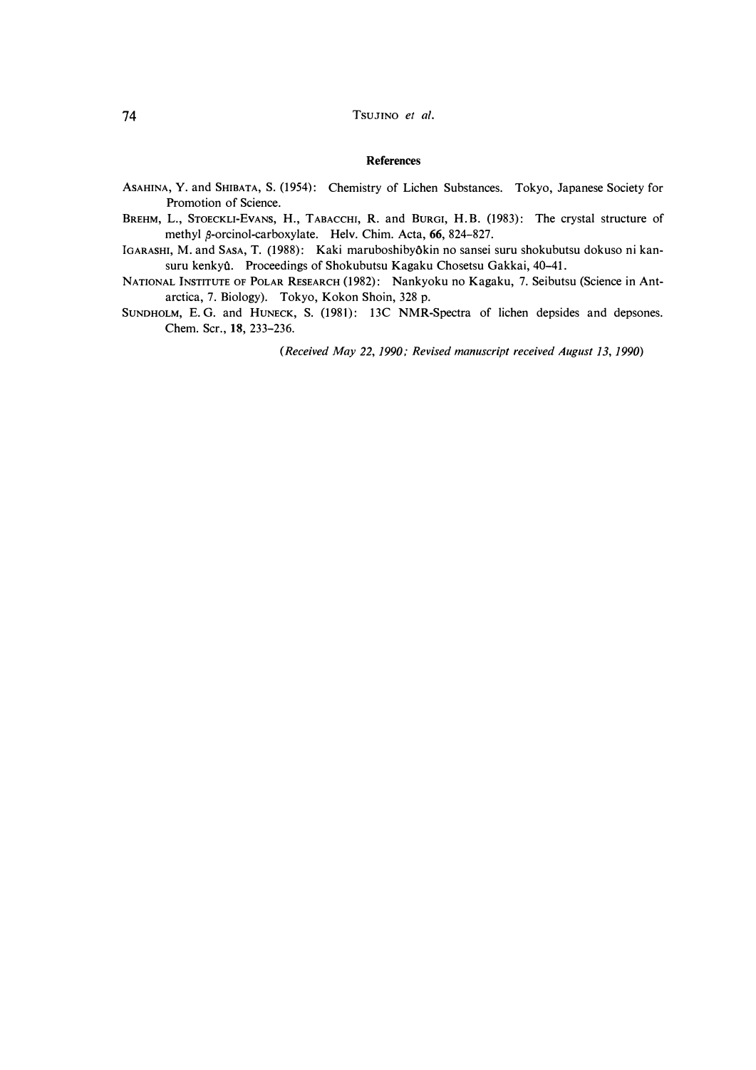## References

ASAHINA, Y. and SHIBATA, S. (1954): Chemistry of Lichen Substances. Tokyo, Japanese Society for Promotion of Science.

BREHM, L., STOECKLI-EVANS, H., TABACCHI, R. and BURGI, H.B. (1983): The crystal structure of methyl β-orcinol-carboxylate. Helv. Chim. Acta, **66**, 824–827.

IGARASHI, M. and SASA, T. (1988): Kaki maruboshibyôkin no sansei suru shokubutsu dokuso ni kansuru kenkyû. Proceedings of Shokubutsu Kagaku Chosetsu Gakkai, 40–41.

NATIONAL INSTITUTE OF POLAR RESEARCH (1982): Nankyoku no Kagaku, 7. Seibutsu (Science in Antarctica, 7. Biology). Tokyo, Kokon Shoin, 328 p.

SUNDHOLM, E.G. and HUNECK, S. (1981): 13C NMR-Spectra of lichen depsides and depsones. Chem. Scr., **18**, 233–236.

*(Received May 22, 1990; Revised manuscript received August 13, 1990)*